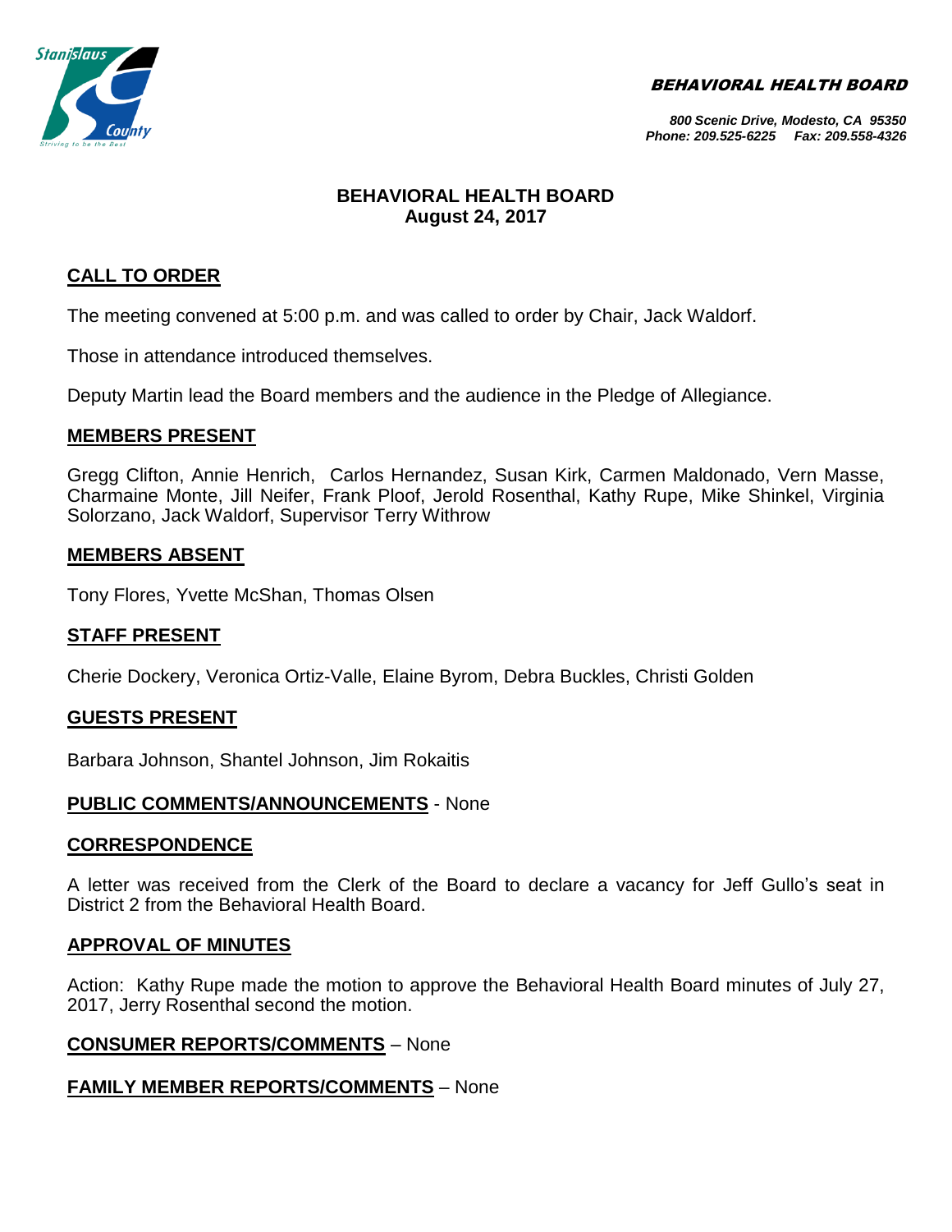BEHAVIORAL HEALTH BOARD

800 Scenic Drive, Modesto, CA 95350
Phone: 209.525-6225 Fax: 209.558-4326

# BEHAVIORAL HEALTH BOARD
## August 24, 2017

### CALL TO ORDER

The meeting convened at 5:00 p.m. and was called to order by Chair, Jack Waldorf.

Those in attendance introduced themselves.

Deputy Martin lead the Board members and the audience in the Pledge of Allegiance.

### MEMBERS PRESENT

Gregg Clifton, Annie Henrich, Carlos Hernandez, Susan Kirk, Carmen Maldonado, Vern Masse, Charmaine Monte, Jill Neifer, Frank Ploof, Jerold Rosenthal, Kathy Rupe, Mike Shinkel, Virginia Solorzano, Jack Waldorf, Supervisor Terry Withrow

### MEMBERS ABSENT

Tony Flores, Yvette McShan, Thomas Olsen

### STAFF PRESENT

Cherie Dockery, Veronica Ortiz-Valle, Elaine Byrom, Debra Buckles, Christi Golden

### GUESTS PRESENT

Barbara Johnson, Shantel Johnson, Jim Rokaitis

### PUBLIC COMMENTS/ANNOUNCEMENTS - None

### CORRESPONDENCE

A letter was received from the Clerk of the Board to declare a vacancy for Jeff Gullo's seat in District 2 from the Behavioral Health Board.

### APPROVAL OF MINUTES

Action: Kathy Rupe made the motion to approve the Behavioral Health Board minutes of July 27, 2017, Jerry Rosenthal second the motion.

### CONSUMER REPORTS/COMMENTS – None

### FAMILY MEMBER REPORTS/COMMENTS – None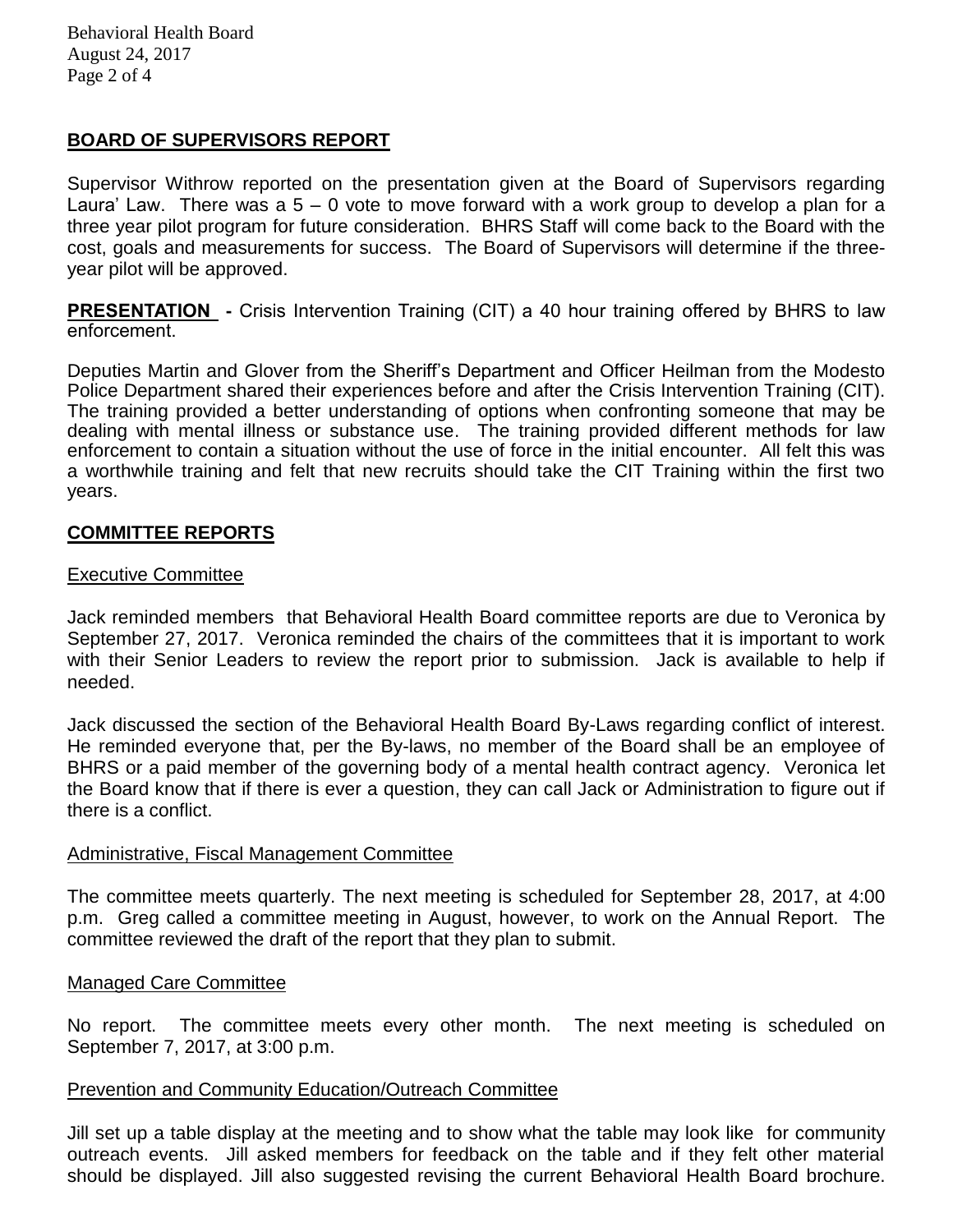## BOARD OF SUPERVISORS REPORT

Supervisor Withrow reported on the presentation given at the Board of Supervisors regarding Laura' Law. There was a 5 – 0 vote to move forward with a work group to develop a plan for a three year pilot program for future consideration. BHRS Staff will come back to the Board with the cost, goals and measurements for success. The Board of Supervisors will determine if the three-year pilot will be approved.

**PRESENTATION -** Crisis Intervention Training (CIT) a 40 hour training offered by BHRS to law enforcement.

Deputies Martin and Glover from the Sheriff's Department and Officer Heilman from the Modesto Police Department shared their experiences before and after the Crisis Intervention Training (CIT). The training provided a better understanding of options when confronting someone that may be dealing with mental illness or substance use. The training provided different methods for law enforcement to contain a situation without the use of force in the initial encounter. All felt this was a worthwhile training and felt that new recruits should take the CIT Training within the first two years.

## COMMITTEE REPORTS

### Executive Committee

Jack reminded members that Behavioral Health Board committee reports are due to Veronica by September 27, 2017. Veronica reminded the chairs of the committees that it is important to work with their Senior Leaders to review the report prior to submission. Jack is available to help if needed.

Jack discussed the section of the Behavioral Health Board By-Laws regarding conflict of interest. He reminded everyone that, per the By-laws, no member of the Board shall be an employee of BHRS or a paid member of the governing body of a mental health contract agency. Veronica let the Board know that if there is ever a question, they can call Jack or Administration to figure out if there is a conflict.

### Administrative, Fiscal Management Committee

The committee meets quarterly. The next meeting is scheduled for September 28, 2017, at 4:00 p.m. Greg called a committee meeting in August, however, to work on the Annual Report. The committee reviewed the draft of the report that they plan to submit.

### Managed Care Committee

No report. The committee meets every other month. The next meeting is scheduled on September 7, 2017, at 3:00 p.m.

### Prevention and Community Education/Outreach Committee

Jill set up a table display at the meeting and to show what the table may look like for community outreach events. Jill asked members for feedback on the table and if they felt other material should be displayed. Jill also suggested revising the current Behavioral Health Board brochure.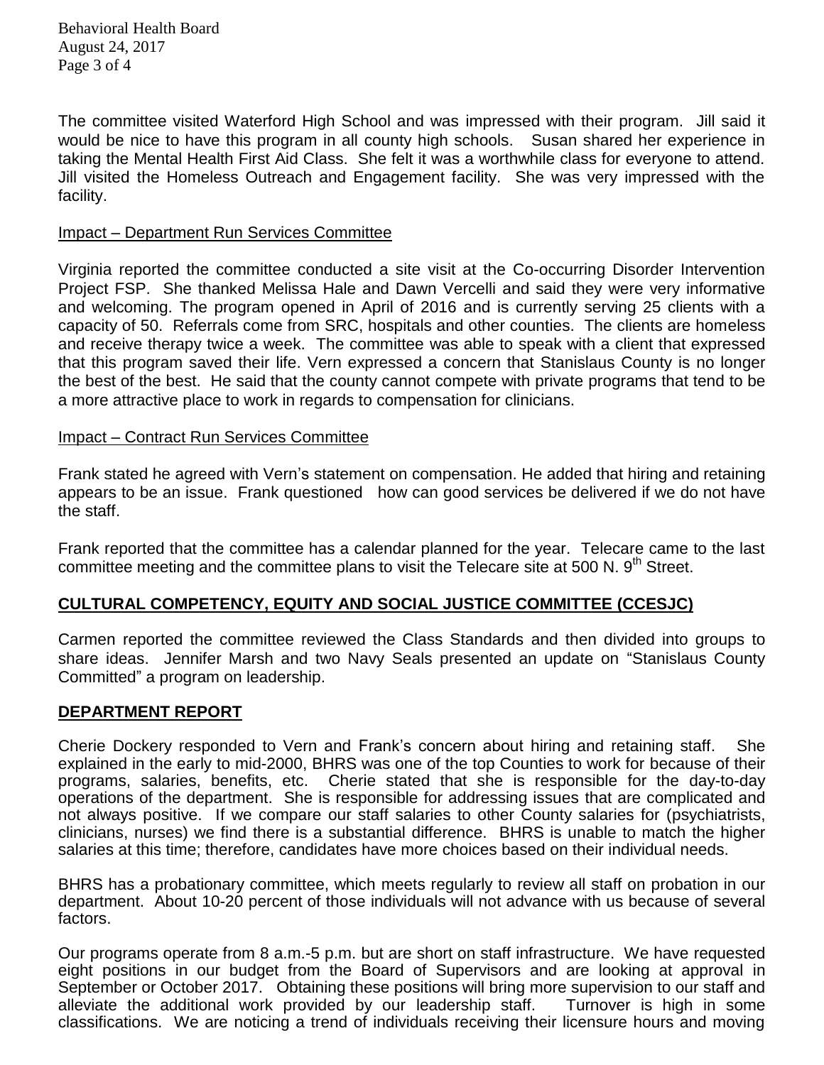The committee visited Waterford High School and was impressed with their program. Jill said it would be nice to have this program in all county high schools. Susan shared her experience in taking the Mental Health First Aid Class. She felt it was a worthwhile class for everyone to attend. Jill visited the Homeless Outreach and Engagement facility. She was very impressed with the facility.

Impact – Department Run Services Committee

Virginia reported the committee conducted a site visit at the Co-occurring Disorder Intervention Project FSP. She thanked Melissa Hale and Dawn Vercelli and said they were very informative and welcoming. The program opened in April of 2016 and is currently serving 25 clients with a capacity of 50. Referrals come from SRC, hospitals and other counties. The clients are homeless and receive therapy twice a week. The committee was able to speak with a client that expressed that this program saved their life. Vern expressed a concern that Stanislaus County is no longer the best of the best. He said that the county cannot compete with private programs that tend to be a more attractive place to work in regards to compensation for clinicians.

Impact – Contract Run Services Committee

Frank stated he agreed with Vern's statement on compensation. He added that hiring and retaining appears to be an issue. Frank questioned how can good services be delivered if we do not have the staff.

Frank reported that the committee has a calendar planned for the year. Telecare came to the last committee meeting and the committee plans to visit the Telecare site at 500 N. 9th Street.

## CULTURAL COMPETENCY, EQUITY AND SOCIAL JUSTICE COMMITTEE (CCESJC)

Carmen reported the committee reviewed the Class Standards and then divided into groups to share ideas. Jennifer Marsh and two Navy Seals presented an update on "Stanislaus County Committed" a program on leadership.

## DEPARTMENT REPORT

Cherie Dockery responded to Vern and Frank's concern about hiring and retaining staff. She explained in the early to mid-2000, BHRS was one of the top Counties to work for because of their programs, salaries, benefits, etc. Cherie stated that she is responsible for the day-to-day operations of the department. She is responsible for addressing issues that are complicated and not always positive. If we compare our staff salaries to other County salaries for (psychiatrists, clinicians, nurses) we find there is a substantial difference. BHRS is unable to match the higher salaries at this time; therefore, candidates have more choices based on their individual needs.

BHRS has a probationary committee, which meets regularly to review all staff on probation in our department. About 10-20 percent of those individuals will not advance with us because of several factors.

Our programs operate from 8 a.m.-5 p.m. but are short on staff infrastructure. We have requested eight positions in our budget from the Board of Supervisors and are looking at approval in September or October 2017. Obtaining these positions will bring more supervision to our staff and alleviate the additional work provided by our leadership staff. Turnover is high in some classifications. We are noticing a trend of individuals receiving their licensure hours and moving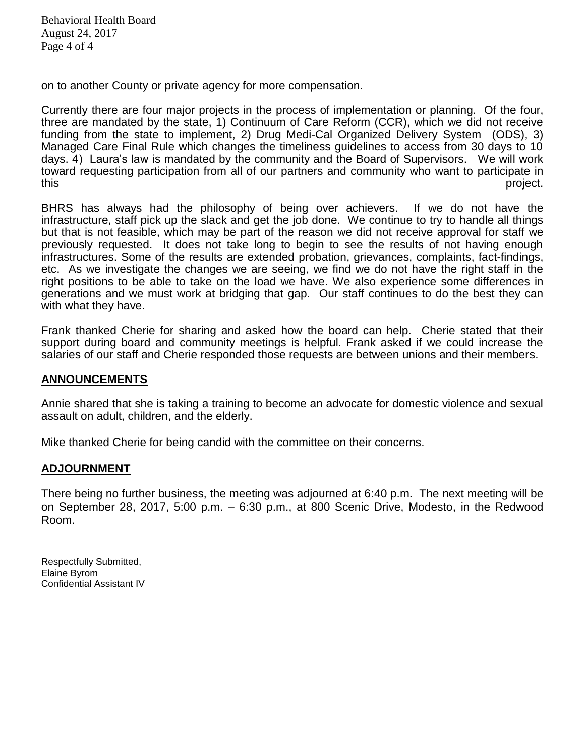on to another County or private agency for more compensation.

Currently there are four major projects in the process of implementation or planning. Of the four, three are mandated by the state, 1) Continuum of Care Reform (CCR), which we did not receive funding from the state to implement, 2) Drug Medi-Cal Organized Delivery System (ODS), 3) Managed Care Final Rule which changes the timeliness guidelines to access from 30 days to 10 days. 4) Laura's law is mandated by the community and the Board of Supervisors. We will work toward requesting participation from all of our partners and community who want to participate in this project.

BHRS has always had the philosophy of being over achievers. If we do not have the infrastructure, staff pick up the slack and get the job done. We continue to try to handle all things but that is not feasible, which may be part of the reason we did not receive approval for staff we previously requested. It does not take long to begin to see the results of not having enough infrastructures. Some of the results are extended probation, grievances, complaints, fact-findings, etc. As we investigate the changes we are seeing, we find we do not have the right staff in the right positions to be able to take on the load we have. We also experience some differences in generations and we must work at bridging that gap. Our staff continues to do the best they can with what they have.

Frank thanked Cherie for sharing and asked how the board can help. Cherie stated that their support during board and community meetings is helpful. Frank asked if we could increase the salaries of our staff and Cherie responded those requests are between unions and their members.

## ANNOUNCEMENTS

Annie shared that she is taking a training to become an advocate for domestic violence and sexual assault on adult, children, and the elderly.

Mike thanked Cherie for being candid with the committee on their concerns.

## ADJOURNMENT

There being no further business, the meeting was adjourned at 6:40 p.m. The next meeting will be on September 28, 2017, 5:00 p.m. – 6:30 p.m., at 800 Scenic Drive, Modesto, in the Redwood Room.

Respectfully Submitted,
Elaine Byrom
Confidential Assistant IV